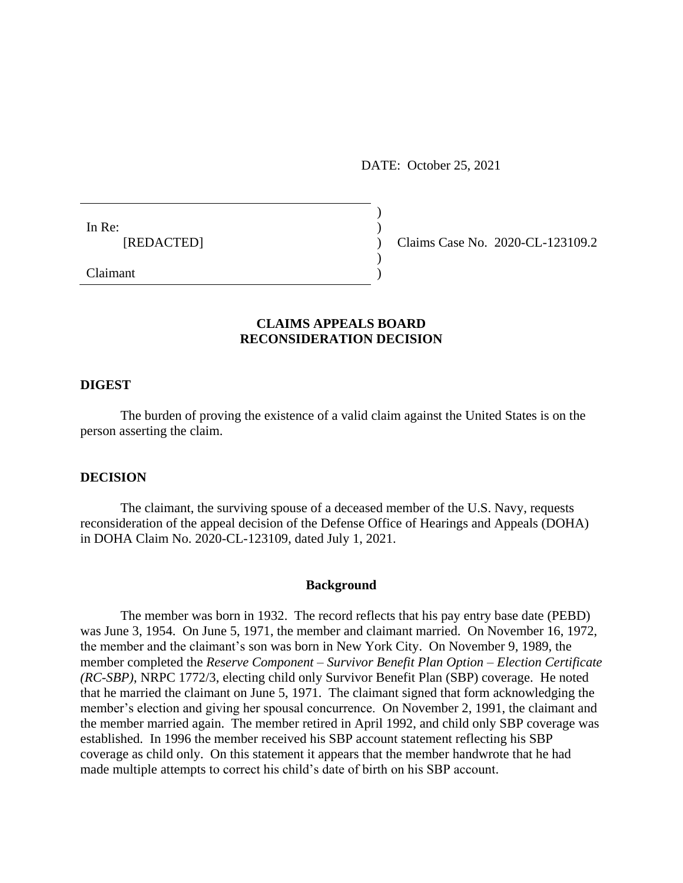DATE: October 25, 2021

In Re:
[REDACTED]

Claimant

Claims Case No. 2020-CL-123109.2

## CLAIMS APPEALS BOARD RECONSIDERATION DECISION

### DIGEST

The burden of proving the existence of a valid claim against the United States is on the person asserting the claim.

### DECISION

The claimant, the surviving spouse of a deceased member of the U.S. Navy, requests reconsideration of the appeal decision of the Defense Office of Hearings and Appeals (DOHA) in DOHA Claim No. 2020-CL-123109, dated July 1, 2021.

### Background

The member was born in 1932. The record reflects that his pay entry base date (PEBD) was June 3, 1954. On June 5, 1971, the member and claimant married. On November 16, 1972, the member and the claimant's son was born in New York City. On November 9, 1989, the member completed the *Reserve Component – Survivor Benefit Plan Option – Election Certificate (RC-SBP)*, NRPC 1772/3, electing child only Survivor Benefit Plan (SBP) coverage. He noted that he married the claimant on June 5, 1971. The claimant signed that form acknowledging the member's election and giving her spousal concurrence. On November 2, 1991, the claimant and the member married again. The member retired in April 1992, and child only SBP coverage was established. In 1996 the member received his SBP account statement reflecting his SBP coverage as child only. On this statement it appears that the member handwrote that he had made multiple attempts to correct his child's date of birth on his SBP account.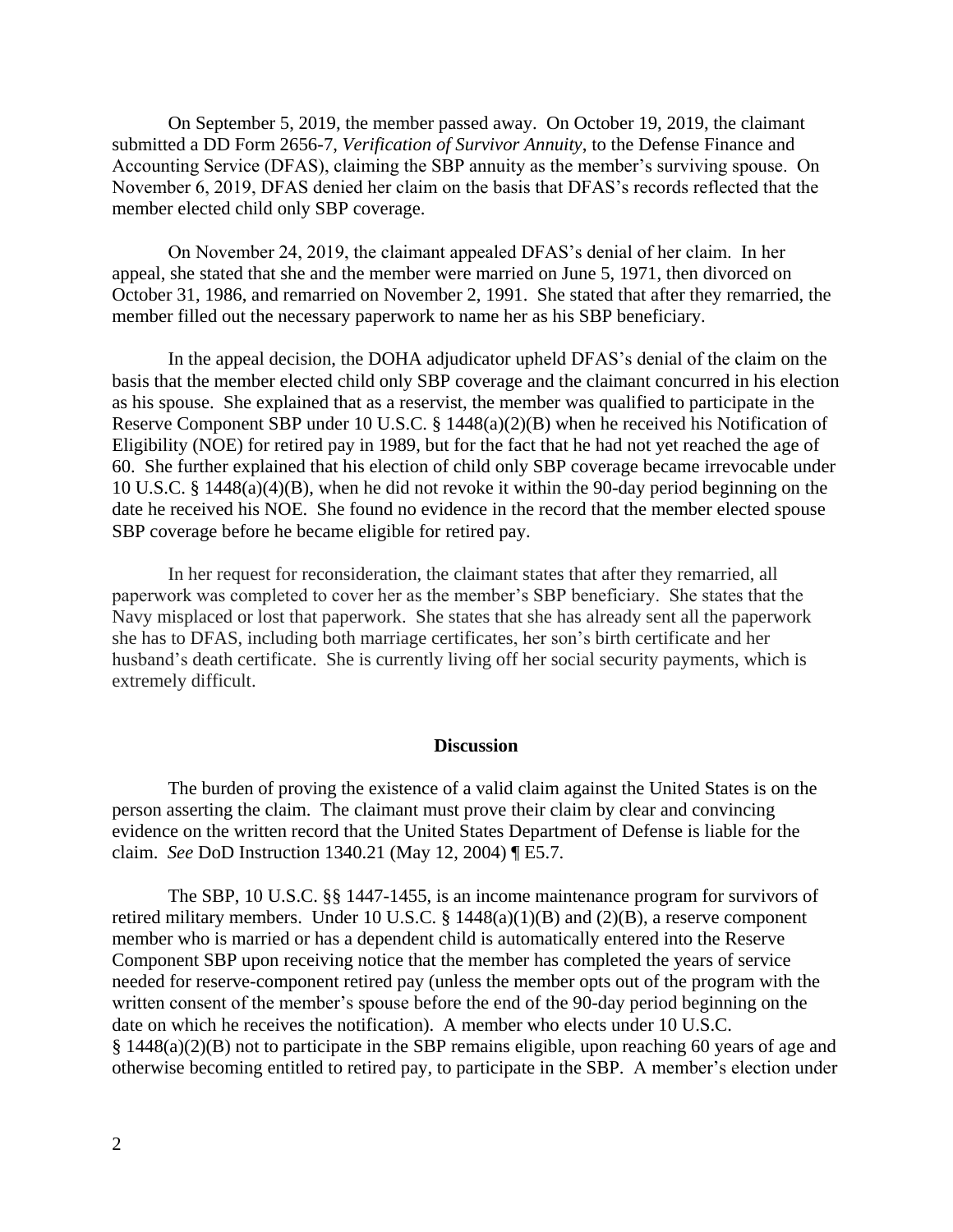On September 5, 2019, the member passed away. On October 19, 2019, the claimant submitted a DD Form 2656-7, *Verification of Survivor Annuity*, to the Defense Finance and Accounting Service (DFAS), claiming the SBP annuity as the member's surviving spouse. On November 6, 2019, DFAS denied her claim on the basis that DFAS's records reflected that the member elected child only SBP coverage.

On November 24, 2019, the claimant appealed DFAS's denial of her claim. In her appeal, she stated that she and the member were married on June 5, 1971, then divorced on October 31, 1986, and remarried on November 2, 1991. She stated that after they remarried, the member filled out the necessary paperwork to name her as his SBP beneficiary.

In the appeal decision, the DOHA adjudicator upheld DFAS's denial of the claim on the basis that the member elected child only SBP coverage and the claimant concurred in his election as his spouse. She explained that as a reservist, the member was qualified to participate in the Reserve Component SBP under 10 U.S.C. § 1448(a)(2)(B) when he received his Notification of Eligibility (NOE) for retired pay in 1989, but for the fact that he had not yet reached the age of 60. She further explained that his election of child only SBP coverage became irrevocable under 10 U.S.C. § 1448(a)(4)(B), when he did not revoke it within the 90-day period beginning on the date he received his NOE. She found no evidence in the record that the member elected spouse SBP coverage before he became eligible for retired pay.

In her request for reconsideration, the claimant states that after they remarried, all paperwork was completed to cover her as the member's SBP beneficiary. She states that the Navy misplaced or lost that paperwork. She states that she has already sent all the paperwork she has to DFAS, including both marriage certificates, her son's birth certificate and her husband's death certificate. She is currently living off her social security payments, which is extremely difficult.

## Discussion

The burden of proving the existence of a valid claim against the United States is on the person asserting the claim. The claimant must prove their claim by clear and convincing evidence on the written record that the United States Department of Defense is liable for the claim. *See* DoD Instruction 1340.21 (May 12, 2004) ¶ E5.7.

The SBP, 10 U.S.C. §§ 1447-1455, is an income maintenance program for survivors of retired military members. Under 10 U.S.C. § 1448(a)(1)(B) and (2)(B), a reserve component member who is married or has a dependent child is automatically entered into the Reserve Component SBP upon receiving notice that the member has completed the years of service needed for reserve-component retired pay (unless the member opts out of the program with the written consent of the member's spouse before the end of the 90-day period beginning on the date on which he receives the notification). A member who elects under 10 U.S.C. § 1448(a)(2)(B) not to participate in the SBP remains eligible, upon reaching 60 years of age and otherwise becoming entitled to retired pay, to participate in the SBP. A member's election under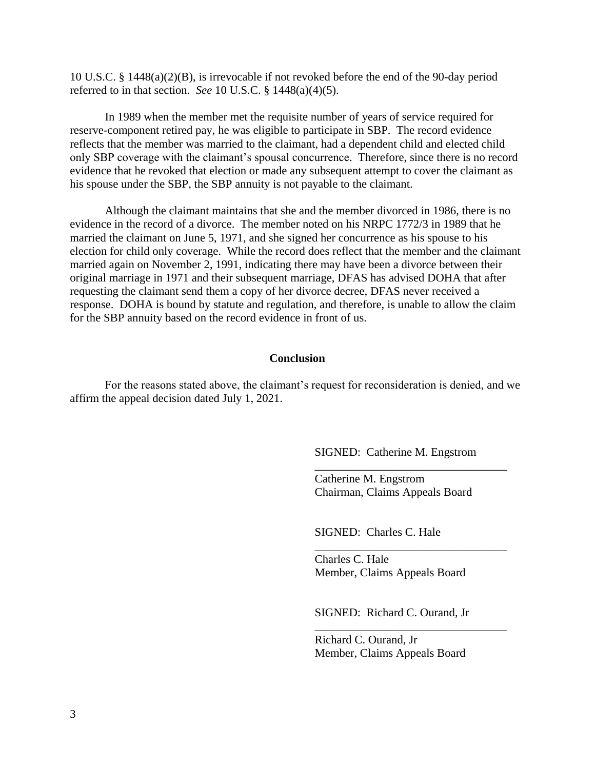10 U.S.C. § 1448(a)(2)(B), is irrevocable if not revoked before the end of the 90-day period referred to in that section. *See* 10 U.S.C. § 1448(a)(4)(5).

In 1989 when the member met the requisite number of years of service required for reserve-component retired pay, he was eligible to participate in SBP. The record evidence reflects that the member was married to the claimant, had a dependent child and elected child only SBP coverage with the claimant's spousal concurrence. Therefore, since there is no record evidence that he revoked that election or made any subsequent attempt to cover the claimant as his spouse under the SBP, the SBP annuity is not payable to the claimant.

Although the claimant maintains that she and the member divorced in 1986, there is no evidence in the record of a divorce. The member noted on his NRPC 1772/3 in 1989 that he married the claimant on June 5, 1971, and she signed her concurrence as his spouse to his election for child only coverage. While the record does reflect that the member and the claimant married again on November 2, 1991, indicating there may have been a divorce between their original marriage in 1971 and their subsequent marriage, DFAS has advised DOHA that after requesting the claimant send them a copy of her divorce decree, DFAS never received a response. DOHA is bound by statute and regulation, and therefore, is unable to allow the claim for the SBP annuity based on the record evidence in front of us.

**Conclusion**

For the reasons stated above, the claimant's request for reconsideration is denied, and we affirm the appeal decision dated July 1, 2021.

SIGNED: Catherine M. Engstrom

Catherine M. Engstrom
Chairman, Claims Appeals Board

SIGNED: Charles C. Hale

Charles C. Hale
Member, Claims Appeals Board

SIGNED: Richard C. Ourand, Jr

Richard C. Ourand, Jr
Member, Claims Appeals Board